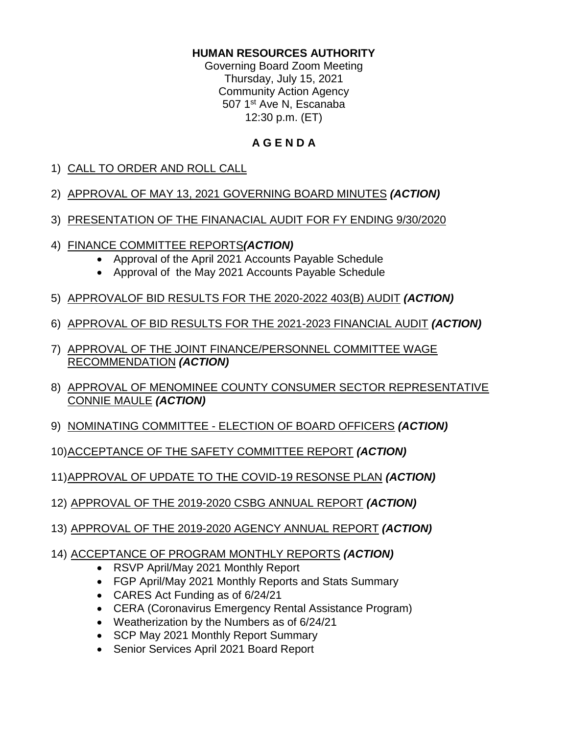**HUMAN RESOURCES AUTHORITY**

Governing Board Zoom Meeting
Thursday, July 15, 2021
Community Action Agency
507 1st Ave N, Escanaba
12:30 p.m. (ET)

# A G E N D A

1) CALL TO ORDER AND ROLL CALL
2) APPROVAL OF MAY 13, 2021 GOVERNING BOARD MINUTES ***(ACTION)***
3) PRESENTATION OF THE FINANACIAL AUDIT FOR FY ENDING 9/30/2020
4) FINANCE COMMITTEE REPORTS***(ACTION)***
   - Approval of the April 2021 Accounts Payable Schedule
   - Approval of the May 2021 Accounts Payable Schedule
5) APPROVALOF BID RESULTS FOR THE 2020-2022 403(B) AUDIT ***(ACTION)***
6) APPROVAL OF BID RESULTS FOR THE 2021-2023 FINANCIAL AUDIT ***(ACTION)***
7) APPROVAL OF THE JOINT FINANCE/PERSONNEL COMMITTEE WAGE RECOMMENDATION ***(ACTION)***
8) APPROVAL OF MENOMINEE COUNTY CONSUMER SECTOR REPRESENTATIVE CONNIE MAULE ***(ACTION)***
9) NOMINATING COMMITTEE - ELECTION OF BOARD OFFICERS ***(ACTION)***
10) ACCEPTANCE OF THE SAFETY COMMITTEE REPORT ***(ACTION)***
11) APPROVAL OF UPDATE TO THE COVID-19 RESONSE PLAN ***(ACTION)***
12) APPROVAL OF THE 2019-2020 CSBG ANNUAL REPORT ***(ACTION)***
13) APPROVAL OF THE 2019-2020 AGENCY ANNUAL REPORT ***(ACTION)***
14) ACCEPTANCE OF PROGRAM MONTHLY REPORTS ***(ACTION)***
    - RSVP April/May 2021 Monthly Report
    - FGP April/May 2021 Monthly Reports and Stats Summary
    - CARES Act Funding as of 6/24/21
    - CERA (Coronavirus Emergency Rental Assistance Program)
    - Weatherization by the Numbers as of 6/24/21
    - SCP May 2021 Monthly Report Summary
    - Senior Services April 2021 Board Report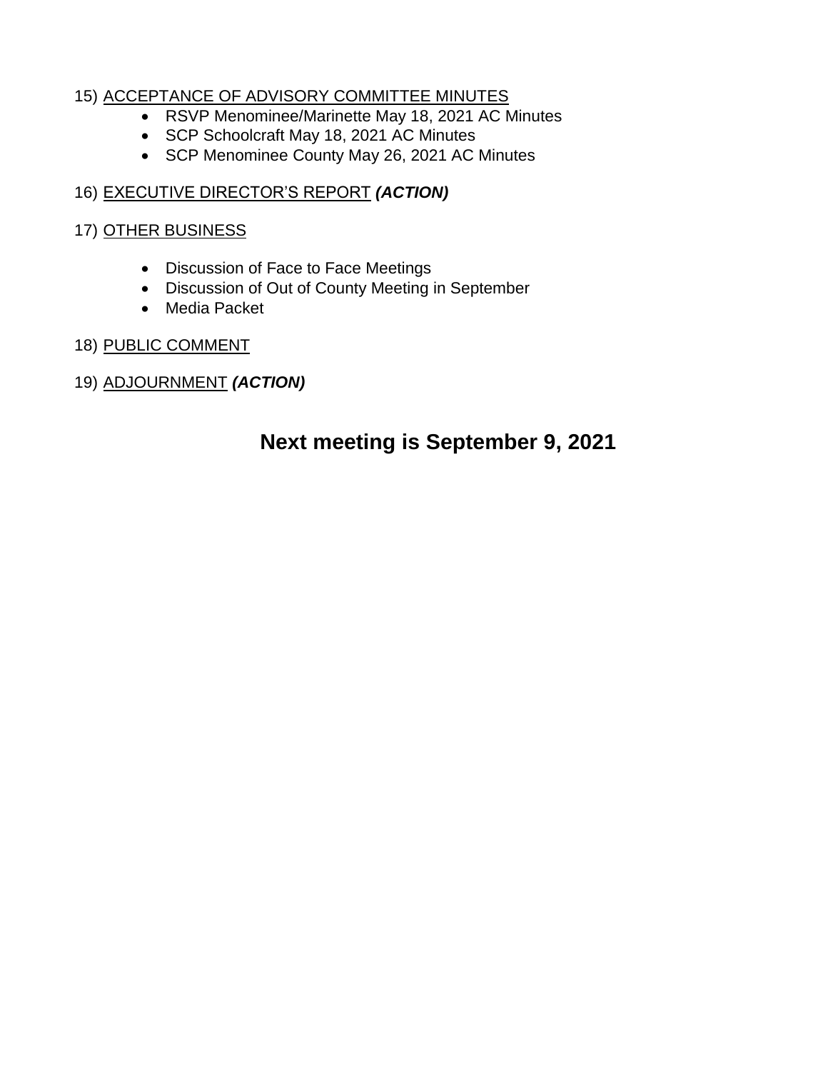15) <u>ACCEPTANCE OF ADVISORY COMMITTEE MINUTES</u>
- RSVP Menominee/Marinette May 18, 2021 AC Minutes
- SCP Schoolcraft May 18, 2021 AC Minutes
- SCP Menominee County May 26, 2021 AC Minutes

16) <u>EXECUTIVE DIRECTOR'S REPORT</u> ***(ACTION)***

17) <u>OTHER BUSINESS</u>
- Discussion of Face to Face Meetings
- Discussion of Out of County Meeting in September
- Media Packet

18) <u>PUBLIC COMMENT</u>

19) <u>ADJOURNMENT</u> ***(ACTION)***

## Next meeting is September 9, 2021